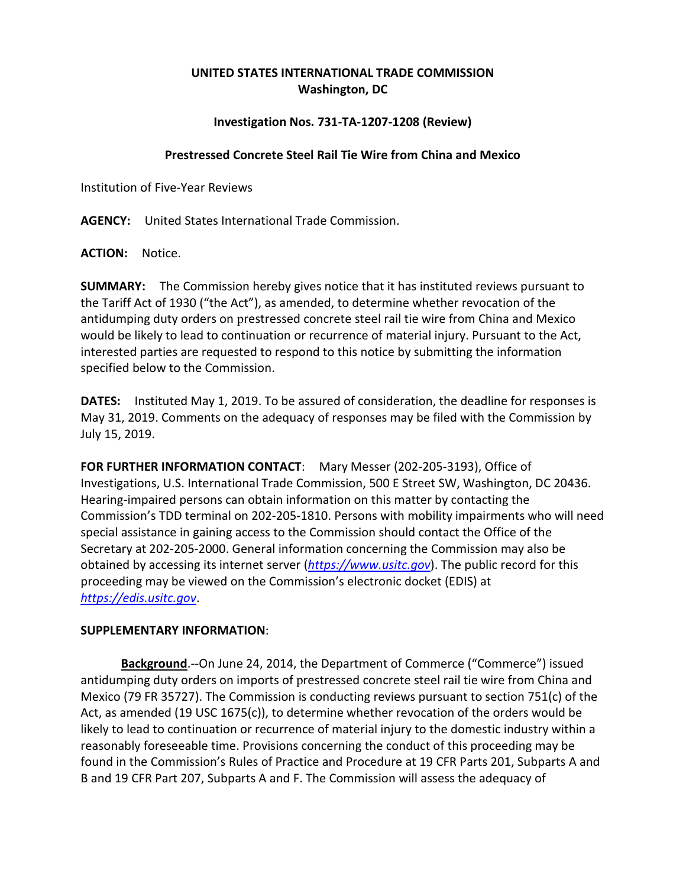**UNITED STATES INTERNATIONAL TRADE COMMISSION**
**Washington, DC**

**Investigation Nos. 731-TA-1207-1208 (Review)**

**Prestressed Concrete Steel Rail Tie Wire from China and Mexico**

Institution of Five-Year Reviews

**AGENCY:** United States International Trade Commission.

**ACTION:** Notice.

**SUMMARY:** The Commission hereby gives notice that it has instituted reviews pursuant to the Tariff Act of 1930 ("the Act"), as amended, to determine whether revocation of the antidumping duty orders on prestressed concrete steel rail tie wire from China and Mexico would be likely to lead to continuation or recurrence of material injury. Pursuant to the Act, interested parties are requested to respond to this notice by submitting the information specified below to the Commission.

**DATES:** Instituted May 1, 2019. To be assured of consideration, the deadline for responses is May 31, 2019. Comments on the adequacy of responses may be filed with the Commission by July 15, 2019.

**FOR FURTHER INFORMATION CONTACT**: Mary Messer (202-205-3193), Office of Investigations, U.S. International Trade Commission, 500 E Street SW, Washington, DC 20436. Hearing-impaired persons can obtain information on this matter by contacting the Commission's TDD terminal on 202-205-1810. Persons with mobility impairments who will need special assistance in gaining access to the Commission should contact the Office of the Secretary at 202-205-2000. General information concerning the Commission may also be obtained by accessing its internet server (*https://www.usitc.gov*). The public record for this proceeding may be viewed on the Commission's electronic docket (EDIS) at *https://edis.usitc.gov*.

**SUPPLEMENTARY INFORMATION**:

**Background**.--On June 24, 2014, the Department of Commerce ("Commerce") issued antidumping duty orders on imports of prestressed concrete steel rail tie wire from China and Mexico (79 FR 35727). The Commission is conducting reviews pursuant to section 751(c) of the Act, as amended (19 USC 1675(c)), to determine whether revocation of the orders would be likely to lead to continuation or recurrence of material injury to the domestic industry within a reasonably foreseeable time. Provisions concerning the conduct of this proceeding may be found in the Commission's Rules of Practice and Procedure at 19 CFR Parts 201, Subparts A and B and 19 CFR Part 207, Subparts A and F. The Commission will assess the adequacy of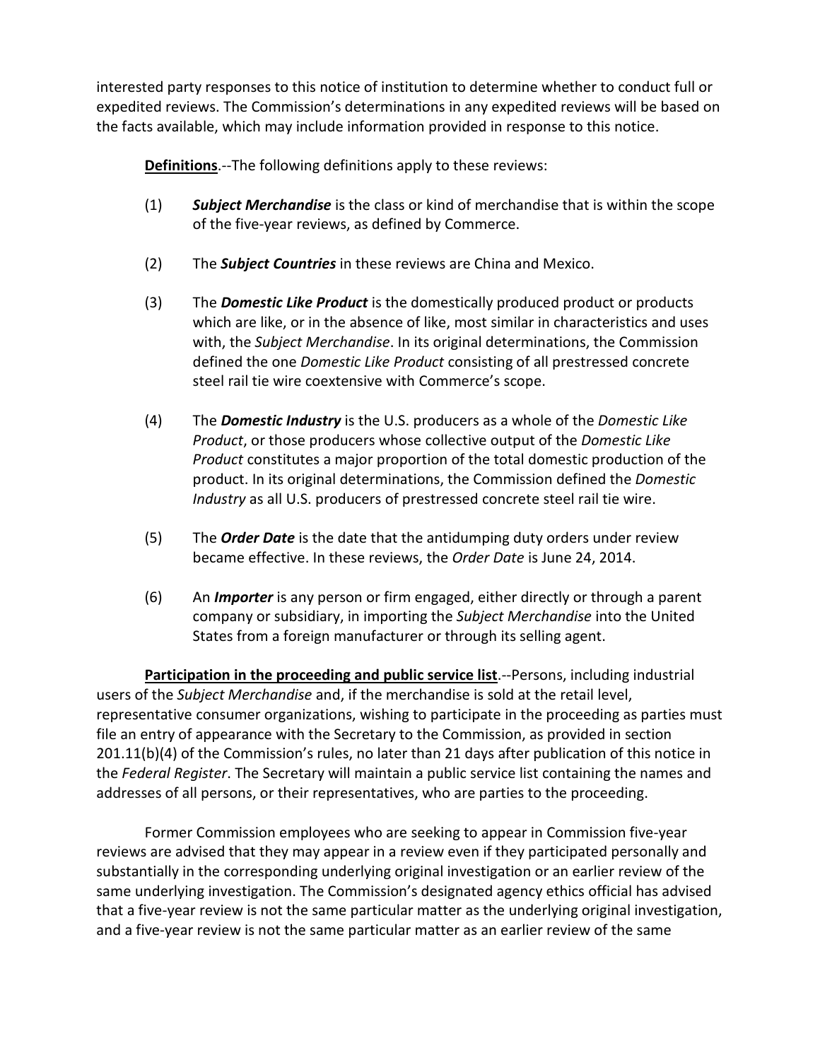interested party responses to this notice of institution to determine whether to conduct full or expedited reviews. The Commission's determinations in any expedited reviews will be based on the facts available, which may include information provided in response to this notice.

**Definitions**.--The following definitions apply to these reviews:

(1) ***Subject Merchandise*** is the class or kind of merchandise that is within the scope of the five-year reviews, as defined by Commerce.

(2) The ***Subject Countries*** in these reviews are China and Mexico.

(3) The ***Domestic Like Product*** is the domestically produced product or products which are like, or in the absence of like, most similar in characteristics and uses with, the *Subject Merchandise*. In its original determinations, the Commission defined the one *Domestic Like Product* consisting of all prestressed concrete steel rail tie wire coextensive with Commerce's scope.

(4) The ***Domestic Industry*** is the U.S. producers as a whole of the *Domestic Like Product*, or those producers whose collective output of the *Domestic Like Product* constitutes a major proportion of the total domestic production of the product. In its original determinations, the Commission defined the *Domestic Industry* as all U.S. producers of prestressed concrete steel rail tie wire.

(5) The ***Order Date*** is the date that the antidumping duty orders under review became effective. In these reviews, the *Order Date* is June 24, 2014.

(6) An ***Importer*** is any person or firm engaged, either directly or through a parent company or subsidiary, in importing the *Subject Merchandise* into the United States from a foreign manufacturer or through its selling agent.

**Participation in the proceeding and public service list**.--Persons, including industrial users of the *Subject Merchandise* and, if the merchandise is sold at the retail level, representative consumer organizations, wishing to participate in the proceeding as parties must file an entry of appearance with the Secretary to the Commission, as provided in section 201.11(b)(4) of the Commission's rules, no later than 21 days after publication of this notice in the *Federal Register*. The Secretary will maintain a public service list containing the names and addresses of all persons, or their representatives, who are parties to the proceeding.

Former Commission employees who are seeking to appear in Commission five-year reviews are advised that they may appear in a review even if they participated personally and substantially in the corresponding underlying original investigation or an earlier review of the same underlying investigation. The Commission's designated agency ethics official has advised that a five-year review is not the same particular matter as the underlying original investigation, and a five-year review is not the same particular matter as an earlier review of the same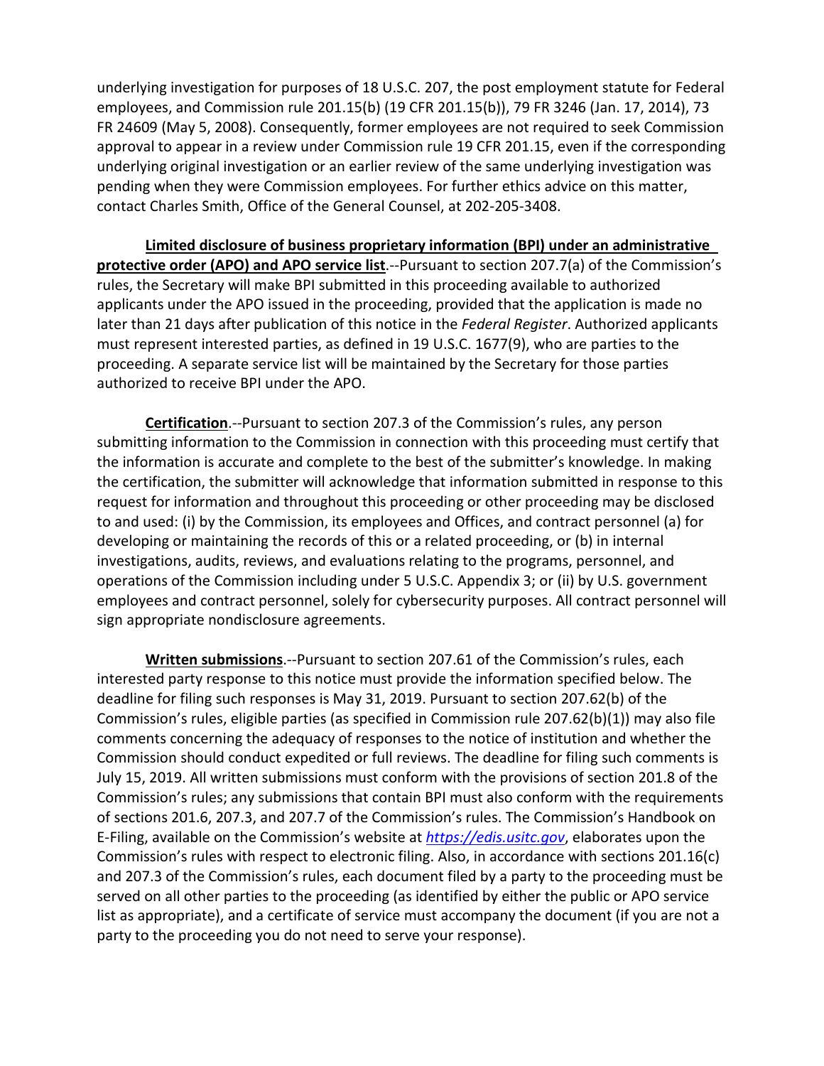underlying investigation for purposes of 18 U.S.C. 207, the post employment statute for Federal employees, and Commission rule 201.15(b) (19 CFR 201.15(b)), 79 FR 3246 (Jan. 17, 2014), 73 FR 24609 (May 5, 2008). Consequently, former employees are not required to seek Commission approval to appear in a review under Commission rule 19 CFR 201.15, even if the corresponding underlying original investigation or an earlier review of the same underlying investigation was pending when they were Commission employees. For further ethics advice on this matter, contact Charles Smith, Office of the General Counsel, at 202-205-3408.

**Limited disclosure of business proprietary information (BPI) under an administrative protective order (APO) and APO service list**.--Pursuant to section 207.7(a) of the Commission's rules, the Secretary will make BPI submitted in this proceeding available to authorized applicants under the APO issued in the proceeding, provided that the application is made no later than 21 days after publication of this notice in the *Federal Register*. Authorized applicants must represent interested parties, as defined in 19 U.S.C. 1677(9), who are parties to the proceeding. A separate service list will be maintained by the Secretary for those parties authorized to receive BPI under the APO.

**Certification**.--Pursuant to section 207.3 of the Commission's rules, any person submitting information to the Commission in connection with this proceeding must certify that the information is accurate and complete to the best of the submitter's knowledge. In making the certification, the submitter will acknowledge that information submitted in response to this request for information and throughout this proceeding or other proceeding may be disclosed to and used: (i) by the Commission, its employees and Offices, and contract personnel (a) for developing or maintaining the records of this or a related proceeding, or (b) in internal investigations, audits, reviews, and evaluations relating to the programs, personnel, and operations of the Commission including under 5 U.S.C. Appendix 3; or (ii) by U.S. government employees and contract personnel, solely for cybersecurity purposes. All contract personnel will sign appropriate nondisclosure agreements.

**Written submissions**.--Pursuant to section 207.61 of the Commission's rules, each interested party response to this notice must provide the information specified below. The deadline for filing such responses is May 31, 2019. Pursuant to section 207.62(b) of the Commission's rules, eligible parties (as specified in Commission rule 207.62(b)(1)) may also file comments concerning the adequacy of responses to the notice of institution and whether the Commission should conduct expedited or full reviews. The deadline for filing such comments is July 15, 2019. All written submissions must conform with the provisions of section 201.8 of the Commission's rules; any submissions that contain BPI must also conform with the requirements of sections 201.6, 207.3, and 207.7 of the Commission's rules. The Commission's Handbook on E-Filing, available on the Commission's website at *https://edis.usitc.gov*, elaborates upon the Commission's rules with respect to electronic filing. Also, in accordance with sections 201.16(c) and 207.3 of the Commission's rules, each document filed by a party to the proceeding must be served on all other parties to the proceeding (as identified by either the public or APO service list as appropriate), and a certificate of service must accompany the document (if you are not a party to the proceeding you do not need to serve your response).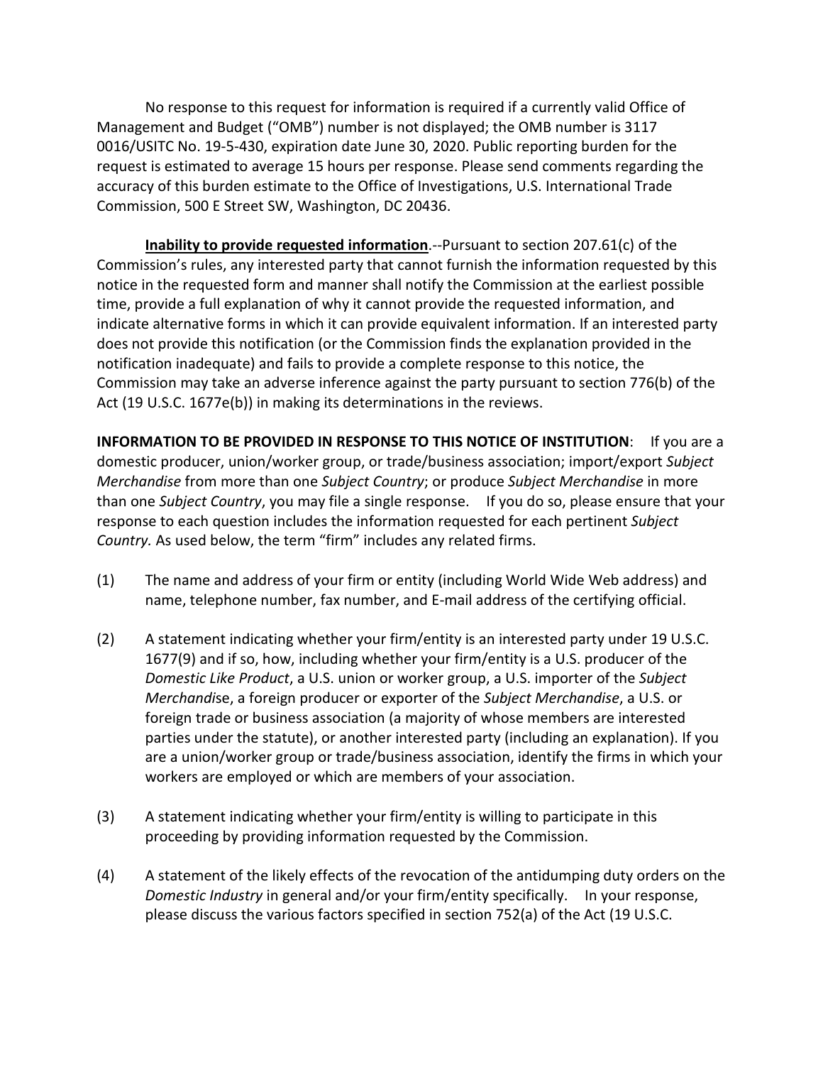No response to this request for information is required if a currently valid Office of Management and Budget ("OMB") number is not displayed; the OMB number is 3117 0016/USITC No. 19-5-430, expiration date June 30, 2020. Public reporting burden for the request is estimated to average 15 hours per response. Please send comments regarding the accuracy of this burden estimate to the Office of Investigations, U.S. International Trade Commission, 500 E Street SW, Washington, DC 20436.

**Inability to provide requested information**.--Pursuant to section 207.61(c) of the Commission's rules, any interested party that cannot furnish the information requested by this notice in the requested form and manner shall notify the Commission at the earliest possible time, provide a full explanation of why it cannot provide the requested information, and indicate alternative forms in which it can provide equivalent information. If an interested party does not provide this notification (or the Commission finds the explanation provided in the notification inadequate) and fails to provide a complete response to this notice, the Commission may take an adverse inference against the party pursuant to section 776(b) of the Act (19 U.S.C. 1677e(b)) in making its determinations in the reviews.

**INFORMATION TO BE PROVIDED IN RESPONSE TO THIS NOTICE OF INSTITUTION**: If you are a domestic producer, union/worker group, or trade/business association; import/export *Subject Merchandise* from more than one *Subject Country*; or produce *Subject Merchandise* in more than one *Subject Country*, you may file a single response. If you do so, please ensure that your response to each question includes the information requested for each pertinent *Subject Country.* As used below, the term "firm" includes any related firms.

(1) The name and address of your firm or entity (including World Wide Web address) and name, telephone number, fax number, and E-mail address of the certifying official.

(2) A statement indicating whether your firm/entity is an interested party under 19 U.S.C. 1677(9) and if so, how, including whether your firm/entity is a U.S. producer of the *Domestic Like Product*, a U.S. union or worker group, a U.S. importer of the *Subject Merchandise*, a foreign producer or exporter of the *Subject Merchandise*, a U.S. or foreign trade or business association (a majority of whose members are interested parties under the statute), or another interested party (including an explanation). If you are a union/worker group or trade/business association, identify the firms in which your workers are employed or which are members of your association.

(3) A statement indicating whether your firm/entity is willing to participate in this proceeding by providing information requested by the Commission.

(4) A statement of the likely effects of the revocation of the antidumping duty orders on the *Domestic Industry* in general and/or your firm/entity specifically. In your response, please discuss the various factors specified in section 752(a) of the Act (19 U.S.C.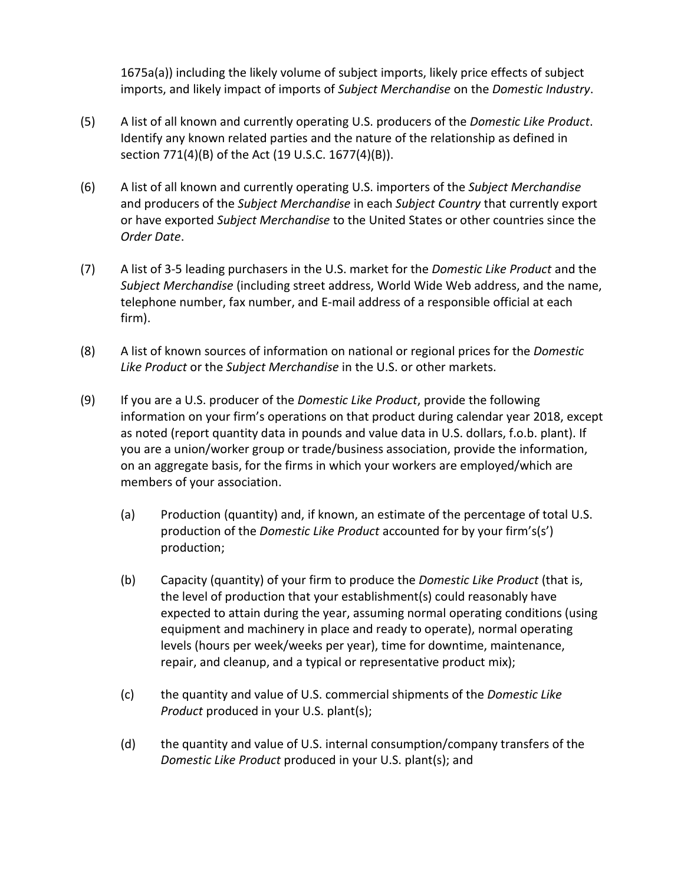1675a(a)) including the likely volume of subject imports, likely price effects of subject imports, and likely impact of imports of *Subject Merchandise* on the *Domestic Industry*.

(5) A list of all known and currently operating U.S. producers of the *Domestic Like Product*. Identify any known related parties and the nature of the relationship as defined in section 771(4)(B) of the Act (19 U.S.C. 1677(4)(B)).

(6) A list of all known and currently operating U.S. importers of the *Subject Merchandise* and producers of the *Subject Merchandise* in each *Subject Country* that currently export or have exported *Subject Merchandise* to the United States or other countries since the *Order Date*.

(7) A list of 3-5 leading purchasers in the U.S. market for the *Domestic Like Product* and the *Subject Merchandise* (including street address, World Wide Web address, and the name, telephone number, fax number, and E-mail address of a responsible official at each firm).

(8) A list of known sources of information on national or regional prices for the *Domestic Like Product* or the *Subject Merchandise* in the U.S. or other markets.

(9) If you are a U.S. producer of the *Domestic Like Product*, provide the following information on your firm's operations on that product during calendar year 2018, except as noted (report quantity data in pounds and value data in U.S. dollars, f.o.b. plant). If you are a union/worker group or trade/business association, provide the information, on an aggregate basis, for the firms in which your workers are employed/which are members of your association.

   (a) Production (quantity) and, if known, an estimate of the percentage of total U.S. production of the *Domestic Like Product* accounted for by your firm's(s') production;

   (b) Capacity (quantity) of your firm to produce the *Domestic Like Product* (that is, the level of production that your establishment(s) could reasonably have expected to attain during the year, assuming normal operating conditions (using equipment and machinery in place and ready to operate), normal operating levels (hours per week/weeks per year), time for downtime, maintenance, repair, and cleanup, and a typical or representative product mix);

   (c) the quantity and value of U.S. commercial shipments of the *Domestic Like Product* produced in your U.S. plant(s);

   (d) the quantity and value of U.S. internal consumption/company transfers of the *Domestic Like Product* produced in your U.S. plant(s); and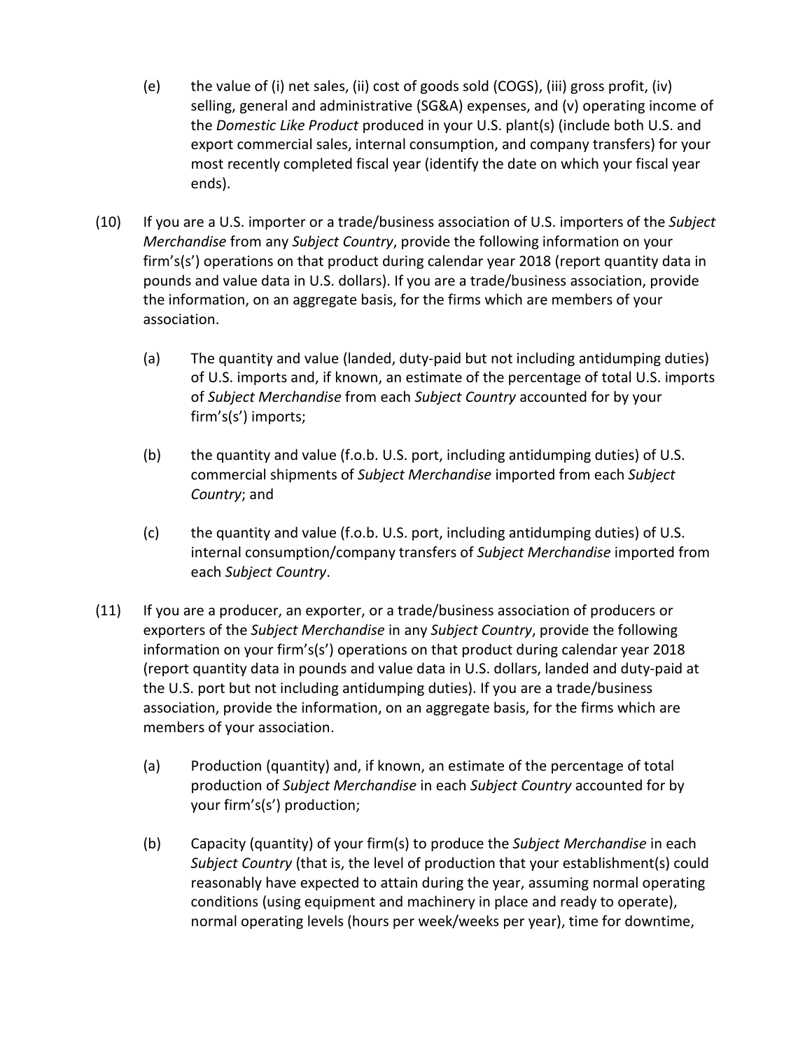(e) the value of (i) net sales, (ii) cost of goods sold (COGS), (iii) gross profit, (iv) selling, general and administrative (SG&A) expenses, and (v) operating income of the *Domestic Like Product* produced in your U.S. plant(s) (include both U.S. and export commercial sales, internal consumption, and company transfers) for your most recently completed fiscal year (identify the date on which your fiscal year ends).

(10) If you are a U.S. importer or a trade/business association of U.S. importers of the *Subject Merchandise* from any *Subject Country*, provide the following information on your firm's(s') operations on that product during calendar year 2018 (report quantity data in pounds and value data in U.S. dollars). If you are a trade/business association, provide the information, on an aggregate basis, for the firms which are members of your association.

(a) The quantity and value (landed, duty-paid but not including antidumping duties) of U.S. imports and, if known, an estimate of the percentage of total U.S. imports of *Subject Merchandise* from each *Subject Country* accounted for by your firm's(s') imports;

(b) the quantity and value (f.o.b. U.S. port, including antidumping duties) of U.S. commercial shipments of *Subject Merchandise* imported from each *Subject Country*; and

(c) the quantity and value (f.o.b. U.S. port, including antidumping duties) of U.S. internal consumption/company transfers of *Subject Merchandise* imported from each *Subject Country*.

(11) If you are a producer, an exporter, or a trade/business association of producers or exporters of the *Subject Merchandise* in any *Subject Country*, provide the following information on your firm's(s') operations on that product during calendar year 2018 (report quantity data in pounds and value data in U.S. dollars, landed and duty-paid at the U.S. port but not including antidumping duties). If you are a trade/business association, provide the information, on an aggregate basis, for the firms which are members of your association.

(a) Production (quantity) and, if known, an estimate of the percentage of total production of *Subject Merchandise* in each *Subject Country* accounted for by your firm's(s') production;

(b) Capacity (quantity) of your firm(s) to produce the *Subject Merchandise* in each *Subject Country* (that is, the level of production that your establishment(s) could reasonably have expected to attain during the year, assuming normal operating conditions (using equipment and machinery in place and ready to operate), normal operating levels (hours per week/weeks per year), time for downtime,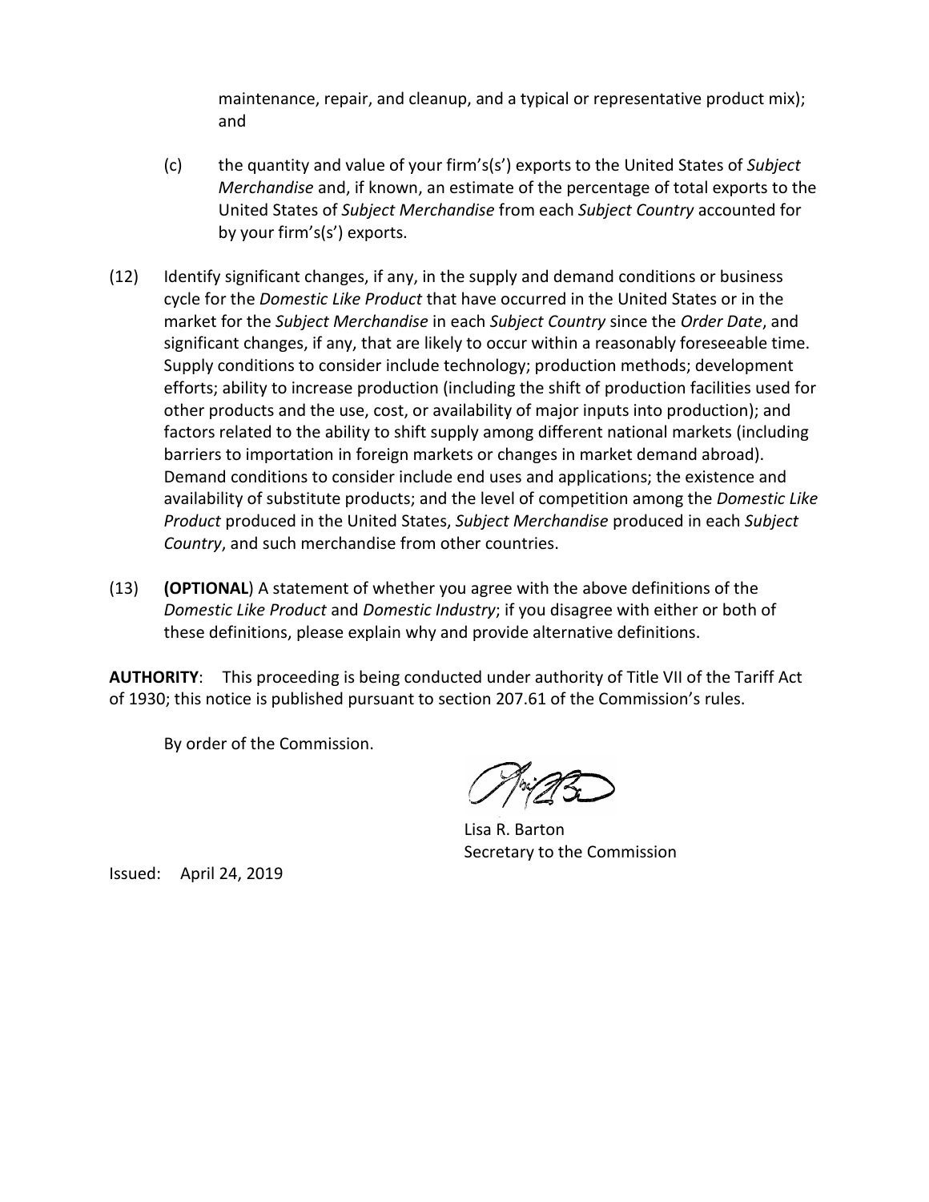maintenance, repair, and cleanup, and a typical or representative product mix); and

(c) the quantity and value of your firm's(s') exports to the United States of *Subject Merchandise* and, if known, an estimate of the percentage of total exports to the United States of *Subject Merchandise* from each *Subject Country* accounted for by your firm's(s') exports.

(12) Identify significant changes, if any, in the supply and demand conditions or business cycle for the *Domestic Like Product* that have occurred in the United States or in the market for the *Subject Merchandise* in each *Subject Country* since the *Order Date*, and significant changes, if any, that are likely to occur within a reasonably foreseeable time. Supply conditions to consider include technology; production methods; development efforts; ability to increase production (including the shift of production facilities used for other products and the use, cost, or availability of major inputs into production); and factors related to the ability to shift supply among different national markets (including barriers to importation in foreign markets or changes in market demand abroad). Demand conditions to consider include end uses and applications; the existence and availability of substitute products; and the level of competition among the *Domestic Like Product* produced in the United States, *Subject Merchandise* produced in each *Subject Country*, and such merchandise from other countries.

(13) **(OPTIONAL**) A statement of whether you agree with the above definitions of the *Domestic Like Product* and *Domestic Industry*; if you disagree with either or both of these definitions, please explain why and provide alternative definitions.

**AUTHORITY**: This proceeding is being conducted under authority of Title VII of the Tariff Act of 1930; this notice is published pursuant to section 207.61 of the Commission's rules.

By order of the Commission.

Lisa R. Barton
Secretary to the Commission

Issued: April 24, 2019